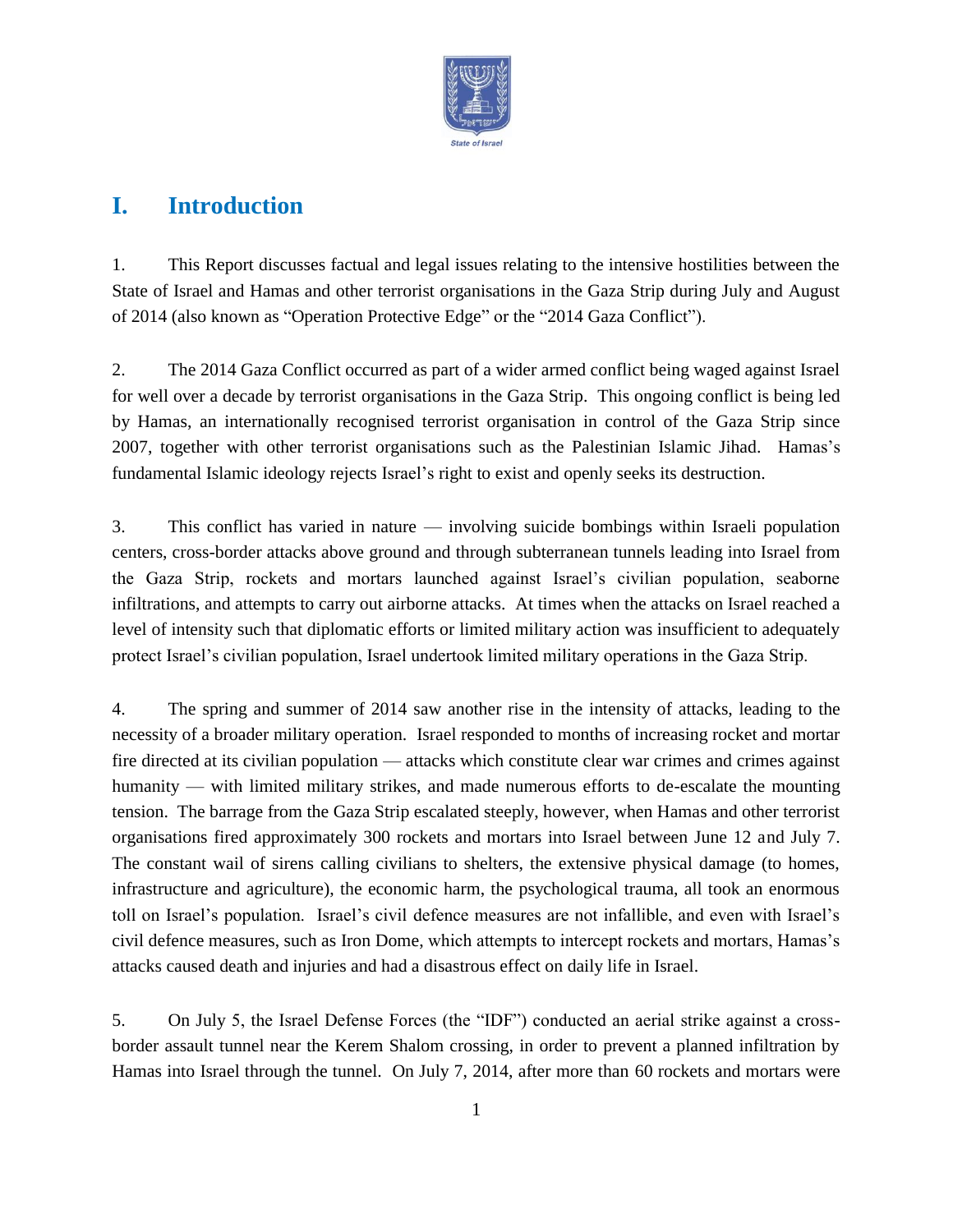# I. Introduction

1. This Report discusses factual and legal issues relating to the intensive hostilities between the State of Israel and Hamas and other terrorist organisations in the Gaza Strip during July and August of 2014 (also known as "Operation Protective Edge" or the "2014 Gaza Conflict").

2. The 2014 Gaza Conflict occurred as part of a wider armed conflict being waged against Israel for well over a decade by terrorist organisations in the Gaza Strip. This ongoing conflict is being led by Hamas, an internationally recognised terrorist organisation in control of the Gaza Strip since 2007, together with other terrorist organisations such as the Palestinian Islamic Jihad. Hamas's fundamental Islamic ideology rejects Israel's right to exist and openly seeks its destruction.

3. This conflict has varied in nature — involving suicide bombings within Israeli population centers, cross-border attacks above ground and through subterranean tunnels leading into Israel from the Gaza Strip, rockets and mortars launched against Israel's civilian population, seaborne infiltrations, and attempts to carry out airborne attacks. At times when the attacks on Israel reached a level of intensity such that diplomatic efforts or limited military action was insufficient to adequately protect Israel's civilian population, Israel undertook limited military operations in the Gaza Strip.

4. The spring and summer of 2014 saw another rise in the intensity of attacks, leading to the necessity of a broader military operation. Israel responded to months of increasing rocket and mortar fire directed at its civilian population — attacks which constitute clear war crimes and crimes against humanity — with limited military strikes, and made numerous efforts to de-escalate the mounting tension. The barrage from the Gaza Strip escalated steeply, however, when Hamas and other terrorist organisations fired approximately 300 rockets and mortars into Israel between June 12 and July 7. The constant wail of sirens calling civilians to shelters, the extensive physical damage (to homes, infrastructure and agriculture), the economic harm, the psychological trauma, all took an enormous toll on Israel's population. Israel's civil defence measures are not infallible, and even with Israel's civil defence measures, such as Iron Dome, which attempts to intercept rockets and mortars, Hamas's attacks caused death and injuries and had a disastrous effect on daily life in Israel.

5. On July 5, the Israel Defense Forces (the "IDF") conducted an aerial strike against a cross-border assault tunnel near the Kerem Shalom crossing, in order to prevent a planned infiltration by Hamas into Israel through the tunnel. On July 7, 2014, after more than 60 rockets and mortars were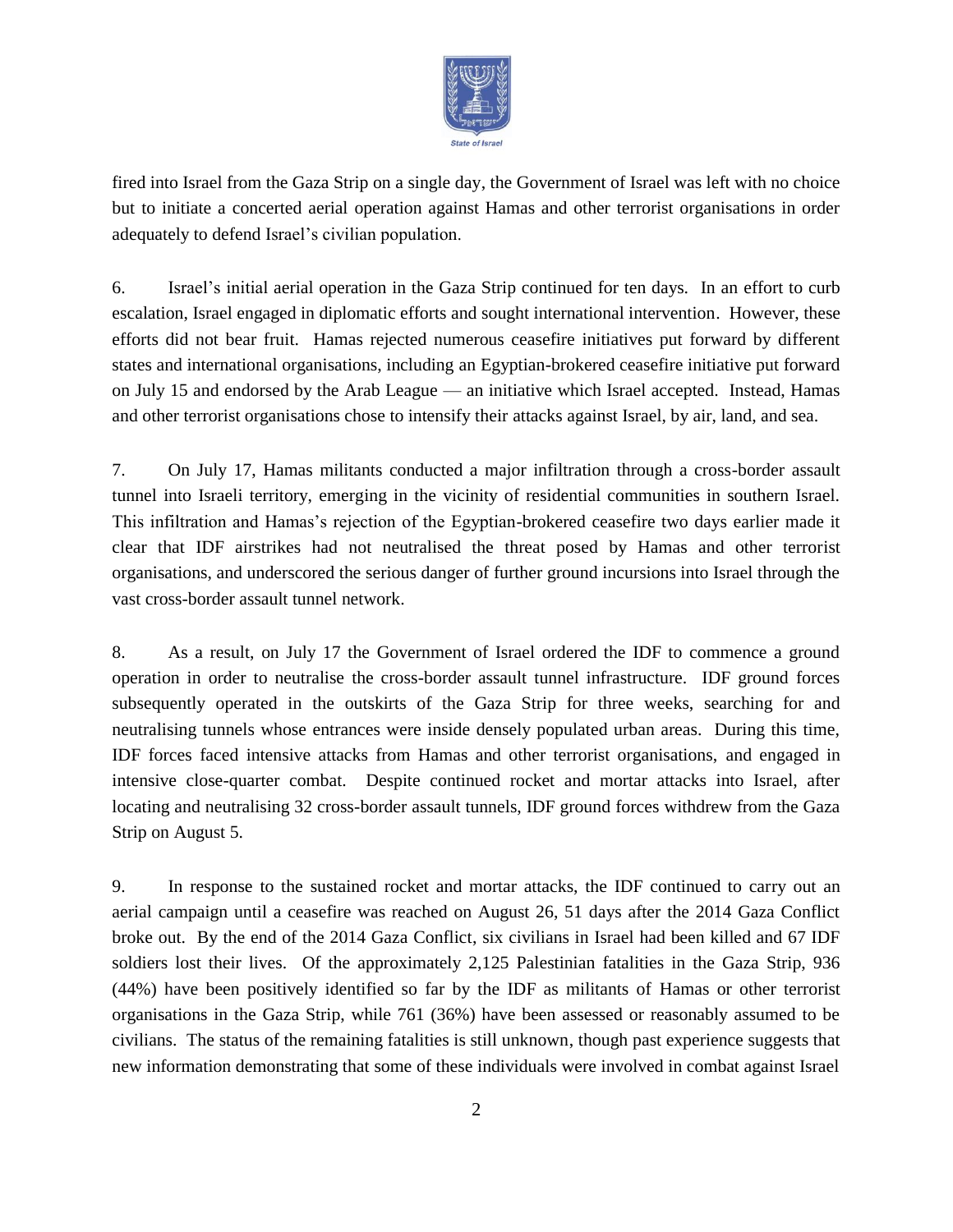fired into Israel from the Gaza Strip on a single day, the Government of Israel was left with no choice but to initiate a concerted aerial operation against Hamas and other terrorist organisations in order adequately to defend Israel's civilian population.

6. Israel's initial aerial operation in the Gaza Strip continued for ten days. In an effort to curb escalation, Israel engaged in diplomatic efforts and sought international intervention. However, these efforts did not bear fruit. Hamas rejected numerous ceasefire initiatives put forward by different states and international organisations, including an Egyptian-brokered ceasefire initiative put forward on July 15 and endorsed by the Arab League — an initiative which Israel accepted. Instead, Hamas and other terrorist organisations chose to intensify their attacks against Israel, by air, land, and sea.

7. On July 17, Hamas militants conducted a major infiltration through a cross-border assault tunnel into Israeli territory, emerging in the vicinity of residential communities in southern Israel. This infiltration and Hamas's rejection of the Egyptian-brokered ceasefire two days earlier made it clear that IDF airstrikes had not neutralised the threat posed by Hamas and other terrorist organisations, and underscored the serious danger of further ground incursions into Israel through the vast cross-border assault tunnel network.

8. As a result, on July 17 the Government of Israel ordered the IDF to commence a ground operation in order to neutralise the cross-border assault tunnel infrastructure. IDF ground forces subsequently operated in the outskirts of the Gaza Strip for three weeks, searching for and neutralising tunnels whose entrances were inside densely populated urban areas. During this time, IDF forces faced intensive attacks from Hamas and other terrorist organisations, and engaged in intensive close-quarter combat. Despite continued rocket and mortar attacks into Israel, after locating and neutralising 32 cross-border assault tunnels, IDF ground forces withdrew from the Gaza Strip on August 5.

9. In response to the sustained rocket and mortar attacks, the IDF continued to carry out an aerial campaign until a ceasefire was reached on August 26, 51 days after the 2014 Gaza Conflict broke out. By the end of the 2014 Gaza Conflict, six civilians in Israel had been killed and 67 IDF soldiers lost their lives. Of the approximately 2,125 Palestinian fatalities in the Gaza Strip, 936 (44%) have been positively identified so far by the IDF as militants of Hamas or other terrorist organisations in the Gaza Strip, while 761 (36%) have been assessed or reasonably assumed to be civilians. The status of the remaining fatalities is still unknown, though past experience suggests that new information demonstrating that some of these individuals were involved in combat against Israel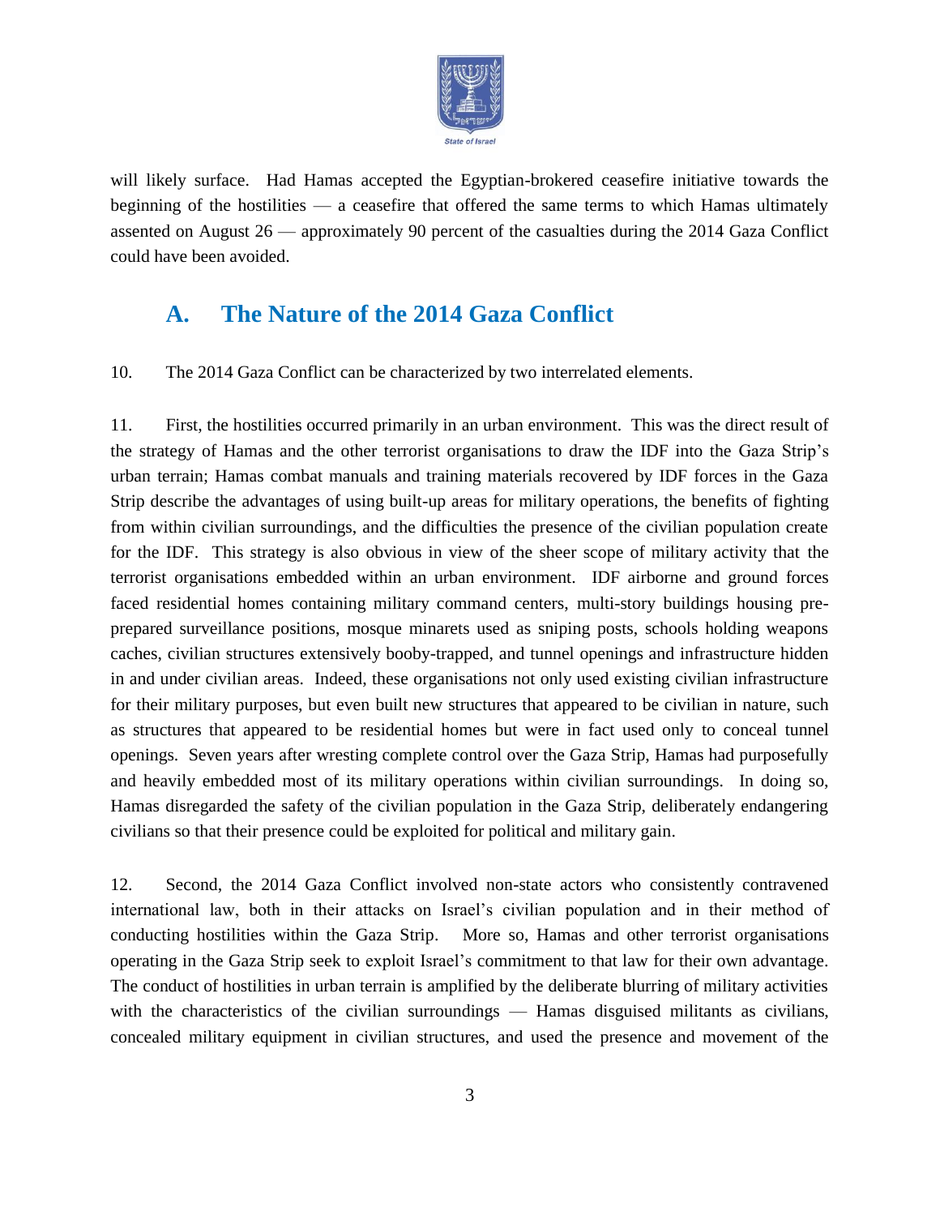will likely surface. Had Hamas accepted the Egyptian-brokered ceasefire initiative towards the beginning of the hostilities — a ceasefire that offered the same terms to which Hamas ultimately assented on August 26 — approximately 90 percent of the casualties during the 2014 Gaza Conflict could have been avoided.

## A. The Nature of the 2014 Gaza Conflict

10. The 2014 Gaza Conflict can be characterized by two interrelated elements.

11. First, the hostilities occurred primarily in an urban environment. This was the direct result of the strategy of Hamas and the other terrorist organisations to draw the IDF into the Gaza Strip's urban terrain; Hamas combat manuals and training materials recovered by IDF forces in the Gaza Strip describe the advantages of using built-up areas for military operations, the benefits of fighting from within civilian surroundings, and the difficulties the presence of the civilian population create for the IDF. This strategy is also obvious in view of the sheer scope of military activity that the terrorist organisations embedded within an urban environment. IDF airborne and ground forces faced residential homes containing military command centers, multi-story buildings housing pre-prepared surveillance positions, mosque minarets used as sniping posts, schools holding weapons caches, civilian structures extensively booby-trapped, and tunnel openings and infrastructure hidden in and under civilian areas. Indeed, these organisations not only used existing civilian infrastructure for their military purposes, but even built new structures that appeared to be civilian in nature, such as structures that appeared to be residential homes but were in fact used only to conceal tunnel openings. Seven years after wresting complete control over the Gaza Strip, Hamas had purposefully and heavily embedded most of its military operations within civilian surroundings. In doing so, Hamas disregarded the safety of the civilian population in the Gaza Strip, deliberately endangering civilians so that their presence could be exploited for political and military gain.

12. Second, the 2014 Gaza Conflict involved non-state actors who consistently contravened international law, both in their attacks on Israel's civilian population and in their method of conducting hostilities within the Gaza Strip. More so, Hamas and other terrorist organisations operating in the Gaza Strip seek to exploit Israel's commitment to that law for their own advantage. The conduct of hostilities in urban terrain is amplified by the deliberate blurring of military activities with the characteristics of the civilian surroundings — Hamas disguised militants as civilians, concealed military equipment in civilian structures, and used the presence and movement of the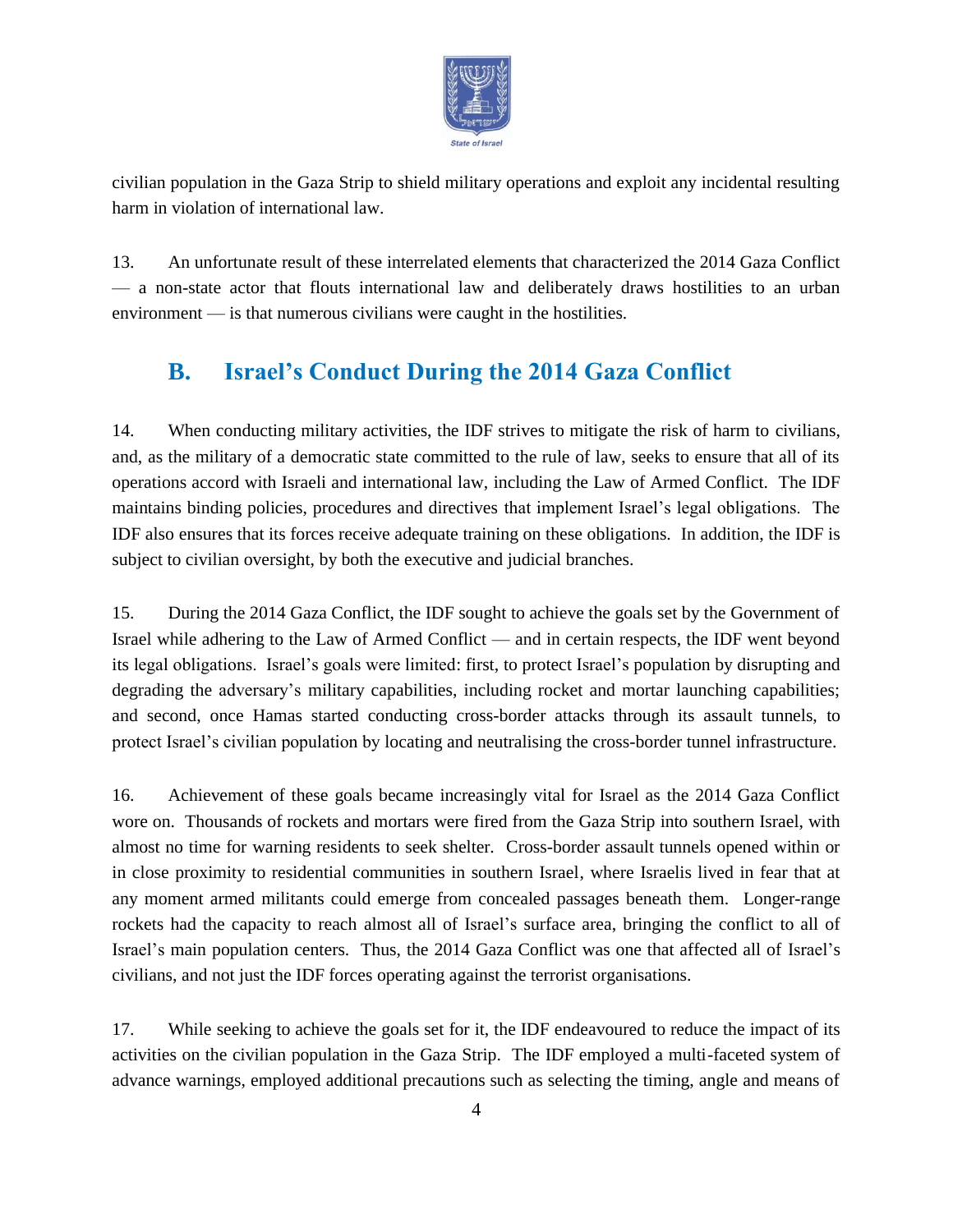civilian population in the Gaza Strip to shield military operations and exploit any incidental resulting harm in violation of international law.

13. An unfortunate result of these interrelated elements that characterized the 2014 Gaza Conflict — a non-state actor that flouts international law and deliberately draws hostilities to an urban environment — is that numerous civilians were caught in the hostilities.

## B. Israel's Conduct During the 2014 Gaza Conflict

14. When conducting military activities, the IDF strives to mitigate the risk of harm to civilians, and, as the military of a democratic state committed to the rule of law, seeks to ensure that all of its operations accord with Israeli and international law, including the Law of Armed Conflict. The IDF maintains binding policies, procedures and directives that implement Israel's legal obligations. The IDF also ensures that its forces receive adequate training on these obligations. In addition, the IDF is subject to civilian oversight, by both the executive and judicial branches.

15. During the 2014 Gaza Conflict, the IDF sought to achieve the goals set by the Government of Israel while adhering to the Law of Armed Conflict — and in certain respects, the IDF went beyond its legal obligations. Israel's goals were limited: first, to protect Israel's population by disrupting and degrading the adversary's military capabilities, including rocket and mortar launching capabilities; and second, once Hamas started conducting cross-border attacks through its assault tunnels, to protect Israel's civilian population by locating and neutralising the cross-border tunnel infrastructure.

16. Achievement of these goals became increasingly vital for Israel as the 2014 Gaza Conflict wore on. Thousands of rockets and mortars were fired from the Gaza Strip into southern Israel, with almost no time for warning residents to seek shelter. Cross-border assault tunnels opened within or in close proximity to residential communities in southern Israel, where Israelis lived in fear that at any moment armed militants could emerge from concealed passages beneath them. Longer-range rockets had the capacity to reach almost all of Israel's surface area, bringing the conflict to all of Israel's main population centers. Thus, the 2014 Gaza Conflict was one that affected all of Israel's civilians, and not just the IDF forces operating against the terrorist organisations.

17. While seeking to achieve the goals set for it, the IDF endeavoured to reduce the impact of its activities on the civilian population in the Gaza Strip. The IDF employed a multi-faceted system of advance warnings, employed additional precautions such as selecting the timing, angle and means of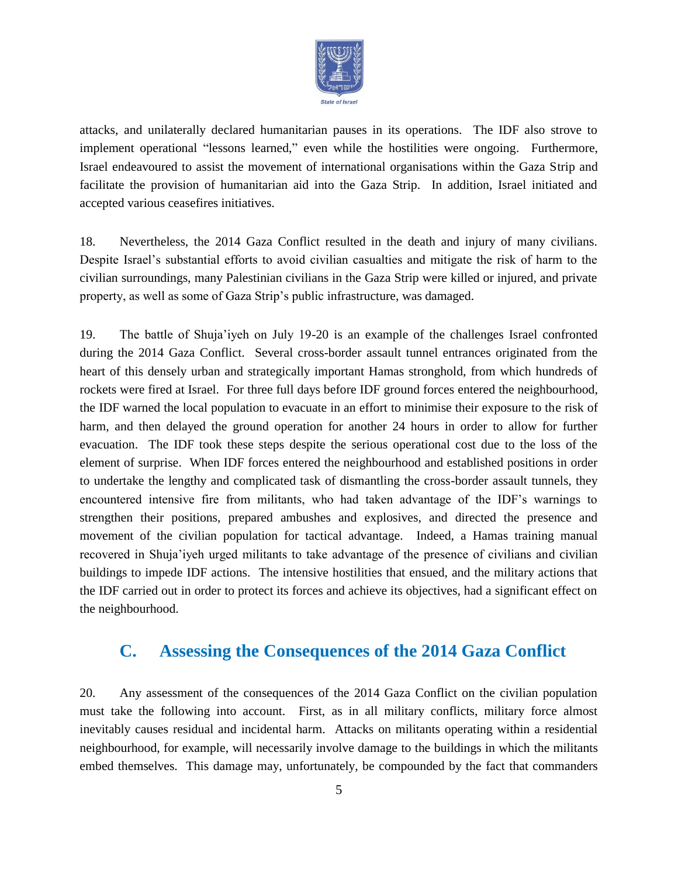attacks, and unilaterally declared humanitarian pauses in its operations. The IDF also strove to implement operational "lessons learned," even while the hostilities were ongoing. Furthermore, Israel endeavoured to assist the movement of international organisations within the Gaza Strip and facilitate the provision of humanitarian aid into the Gaza Strip. In addition, Israel initiated and accepted various ceasefires initiatives.

18. Nevertheless, the 2014 Gaza Conflict resulted in the death and injury of many civilians. Despite Israel's substantial efforts to avoid civilian casualties and mitigate the risk of harm to the civilian surroundings, many Palestinian civilians in the Gaza Strip were killed or injured, and private property, as well as some of Gaza Strip's public infrastructure, was damaged.

19. The battle of Shuja'iyeh on July 19-20 is an example of the challenges Israel confronted during the 2014 Gaza Conflict. Several cross-border assault tunnel entrances originated from the heart of this densely urban and strategically important Hamas stronghold, from which hundreds of rockets were fired at Israel. For three full days before IDF ground forces entered the neighbourhood, the IDF warned the local population to evacuate in an effort to minimise their exposure to the risk of harm, and then delayed the ground operation for another 24 hours in order to allow for further evacuation. The IDF took these steps despite the serious operational cost due to the loss of the element of surprise. When IDF forces entered the neighbourhood and established positions in order to undertake the lengthy and complicated task of dismantling the cross-border assault tunnels, they encountered intensive fire from militants, who had taken advantage of the IDF's warnings to strengthen their positions, prepared ambushes and explosives, and directed the presence and movement of the civilian population for tactical advantage. Indeed, a Hamas training manual recovered in Shuja'iyeh urged militants to take advantage of the presence of civilians and civilian buildings to impede IDF actions. The intensive hostilities that ensued, and the military actions that the IDF carried out in order to protect its forces and achieve its objectives, had a significant effect on the neighbourhood.

## C. Assessing the Consequences of the 2014 Gaza Conflict

20. Any assessment of the consequences of the 2014 Gaza Conflict on the civilian population must take the following into account. First, as in all military conflicts, military force almost inevitably causes residual and incidental harm. Attacks on militants operating within a residential neighbourhood, for example, will necessarily involve damage to the buildings in which the militants embed themselves. This damage may, unfortunately, be compounded by the fact that commanders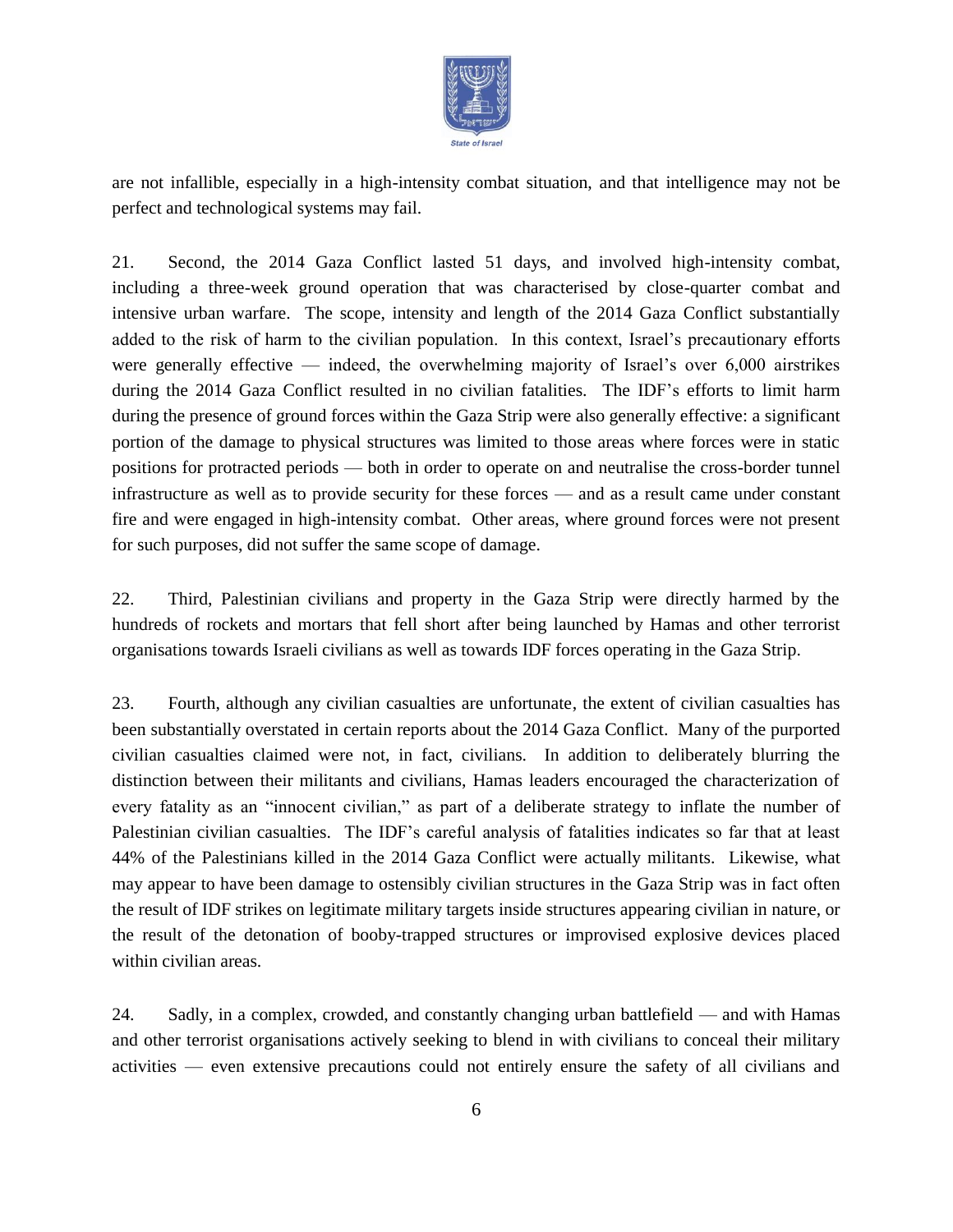are not infallible, especially in a high-intensity combat situation, and that intelligence may not be perfect and technological systems may fail.

21. Second, the 2014 Gaza Conflict lasted 51 days, and involved high-intensity combat, including a three-week ground operation that was characterised by close-quarter combat and intensive urban warfare. The scope, intensity and length of the 2014 Gaza Conflict substantially added to the risk of harm to the civilian population. In this context, Israel's precautionary efforts were generally effective — indeed, the overwhelming majority of Israel's over 6,000 airstrikes during the 2014 Gaza Conflict resulted in no civilian fatalities. The IDF's efforts to limit harm during the presence of ground forces within the Gaza Strip were also generally effective: a significant portion of the damage to physical structures was limited to those areas where forces were in static positions for protracted periods — both in order to operate on and neutralise the cross-border tunnel infrastructure as well as to provide security for these forces — and as a result came under constant fire and were engaged in high-intensity combat. Other areas, where ground forces were not present for such purposes, did not suffer the same scope of damage.

22. Third, Palestinian civilians and property in the Gaza Strip were directly harmed by the hundreds of rockets and mortars that fell short after being launched by Hamas and other terrorist organisations towards Israeli civilians as well as towards IDF forces operating in the Gaza Strip.

23. Fourth, although any civilian casualties are unfortunate, the extent of civilian casualties has been substantially overstated in certain reports about the 2014 Gaza Conflict. Many of the purported civilian casualties claimed were not, in fact, civilians. In addition to deliberately blurring the distinction between their militants and civilians, Hamas leaders encouraged the characterization of every fatality as an "innocent civilian," as part of a deliberate strategy to inflate the number of Palestinian civilian casualties. The IDF's careful analysis of fatalities indicates so far that at least 44% of the Palestinians killed in the 2014 Gaza Conflict were actually militants. Likewise, what may appear to have been damage to ostensibly civilian structures in the Gaza Strip was in fact often the result of IDF strikes on legitimate military targets inside structures appearing civilian in nature, or the result of the detonation of booby-trapped structures or improvised explosive devices placed within civilian areas.

24. Sadly, in a complex, crowded, and constantly changing urban battlefield — and with Hamas and other terrorist organisations actively seeking to blend in with civilians to conceal their military activities — even extensive precautions could not entirely ensure the safety of all civilians and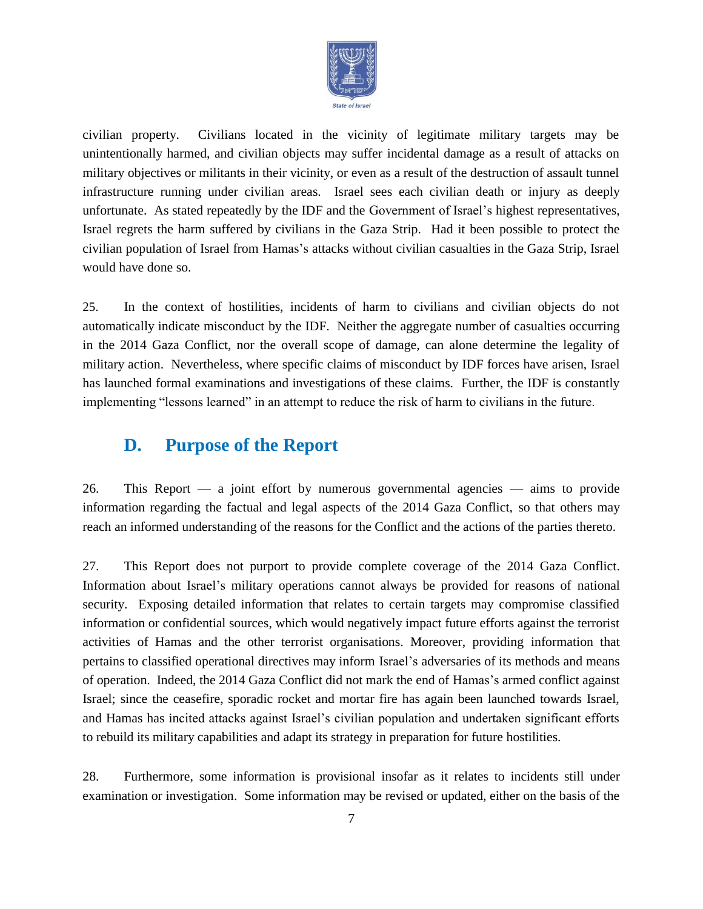civilian property. Civilians located in the vicinity of legitimate military targets may be unintentionally harmed, and civilian objects may suffer incidental damage as a result of attacks on military objectives or militants in their vicinity, or even as a result of the destruction of assault tunnel infrastructure running under civilian areas. Israel sees each civilian death or injury as deeply unfortunate. As stated repeatedly by the IDF and the Government of Israel's highest representatives, Israel regrets the harm suffered by civilians in the Gaza Strip. Had it been possible to protect the civilian population of Israel from Hamas's attacks without civilian casualties in the Gaza Strip, Israel would have done so.

25. In the context of hostilities, incidents of harm to civilians and civilian objects do not automatically indicate misconduct by the IDF. Neither the aggregate number of casualties occurring in the 2014 Gaza Conflict, nor the overall scope of damage, can alone determine the legality of military action. Nevertheless, where specific claims of misconduct by IDF forces have arisen, Israel has launched formal examinations and investigations of these claims. Further, the IDF is constantly implementing "lessons learned" in an attempt to reduce the risk of harm to civilians in the future.

## D. Purpose of the Report

26. This Report — a joint effort by numerous governmental agencies — aims to provide information regarding the factual and legal aspects of the 2014 Gaza Conflict, so that others may reach an informed understanding of the reasons for the Conflict and the actions of the parties thereto.

27. This Report does not purport to provide complete coverage of the 2014 Gaza Conflict. Information about Israel's military operations cannot always be provided for reasons of national security. Exposing detailed information that relates to certain targets may compromise classified information or confidential sources, which would negatively impact future efforts against the terrorist activities of Hamas and the other terrorist organisations. Moreover, providing information that pertains to classified operational directives may inform Israel's adversaries of its methods and means of operation. Indeed, the 2014 Gaza Conflict did not mark the end of Hamas's armed conflict against Israel; since the ceasefire, sporadic rocket and mortar fire has again been launched towards Israel, and Hamas has incited attacks against Israel's civilian population and undertaken significant efforts to rebuild its military capabilities and adapt its strategy in preparation for future hostilities.

28. Furthermore, some information is provisional insofar as it relates to incidents still under examination or investigation. Some information may be revised or updated, either on the basis of the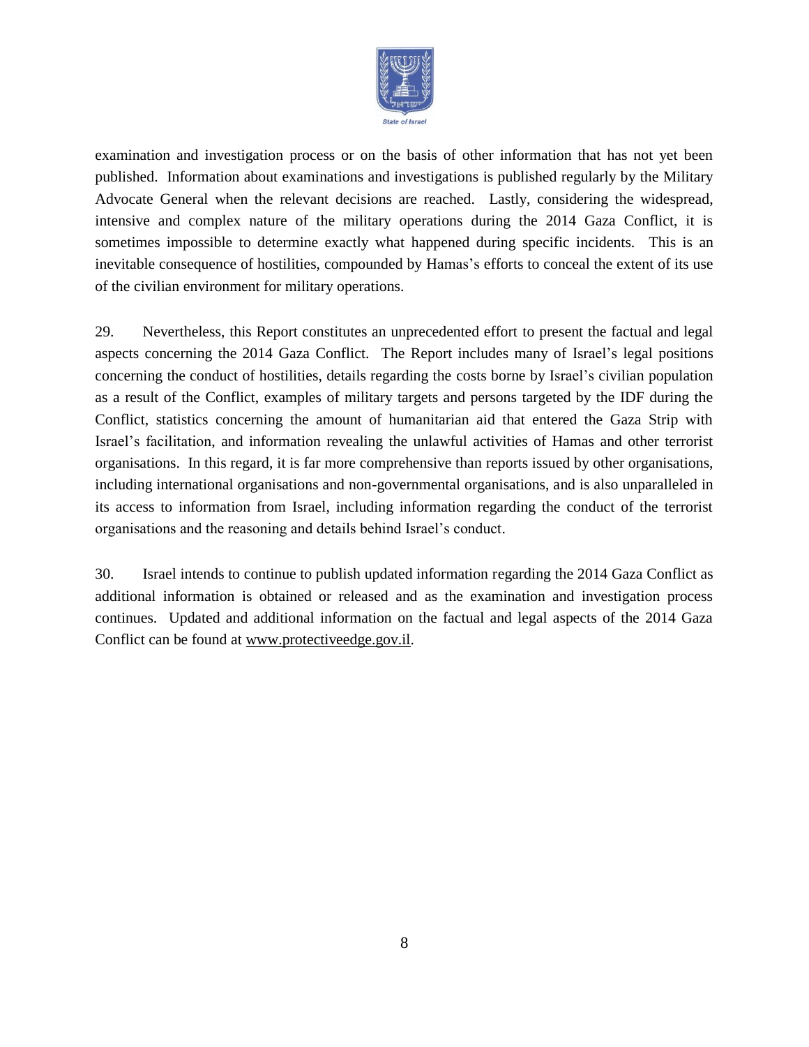examination and investigation process or on the basis of other information that has not yet been published. Information about examinations and investigations is published regularly by the Military Advocate General when the relevant decisions are reached. Lastly, considering the widespread, intensive and complex nature of the military operations during the 2014 Gaza Conflict, it is sometimes impossible to determine exactly what happened during specific incidents. This is an inevitable consequence of hostilities, compounded by Hamas's efforts to conceal the extent of its use of the civilian environment for military operations.

29. Nevertheless, this Report constitutes an unprecedented effort to present the factual and legal aspects concerning the 2014 Gaza Conflict. The Report includes many of Israel's legal positions concerning the conduct of hostilities, details regarding the costs borne by Israel's civilian population as a result of the Conflict, examples of military targets and persons targeted by the IDF during the Conflict, statistics concerning the amount of humanitarian aid that entered the Gaza Strip with Israel's facilitation, and information revealing the unlawful activities of Hamas and other terrorist organisations. In this regard, it is far more comprehensive than reports issued by other organisations, including international organisations and non-governmental organisations, and is also unparalleled in its access to information from Israel, including information regarding the conduct of the terrorist organisations and the reasoning and details behind Israel's conduct.

30. Israel intends to continue to publish updated information regarding the 2014 Gaza Conflict as additional information is obtained or released and as the examination and investigation process continues. Updated and additional information on the factual and legal aspects of the 2014 Gaza Conflict can be found at www.protectiveedge.gov.il.